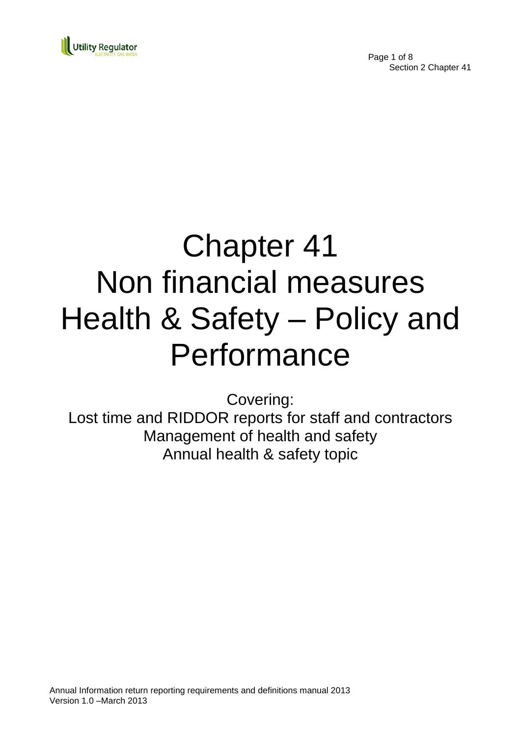# Chapter 41
# Non financial measures
# Health & Safety – Policy and Performance

Covering:
Lost time and RIDDOR reports for staff and contractors
Management of health and safety
Annual health & safety topic

Annual Information return reporting requirements and definitions manual 2013
Version 1.0 –March 2013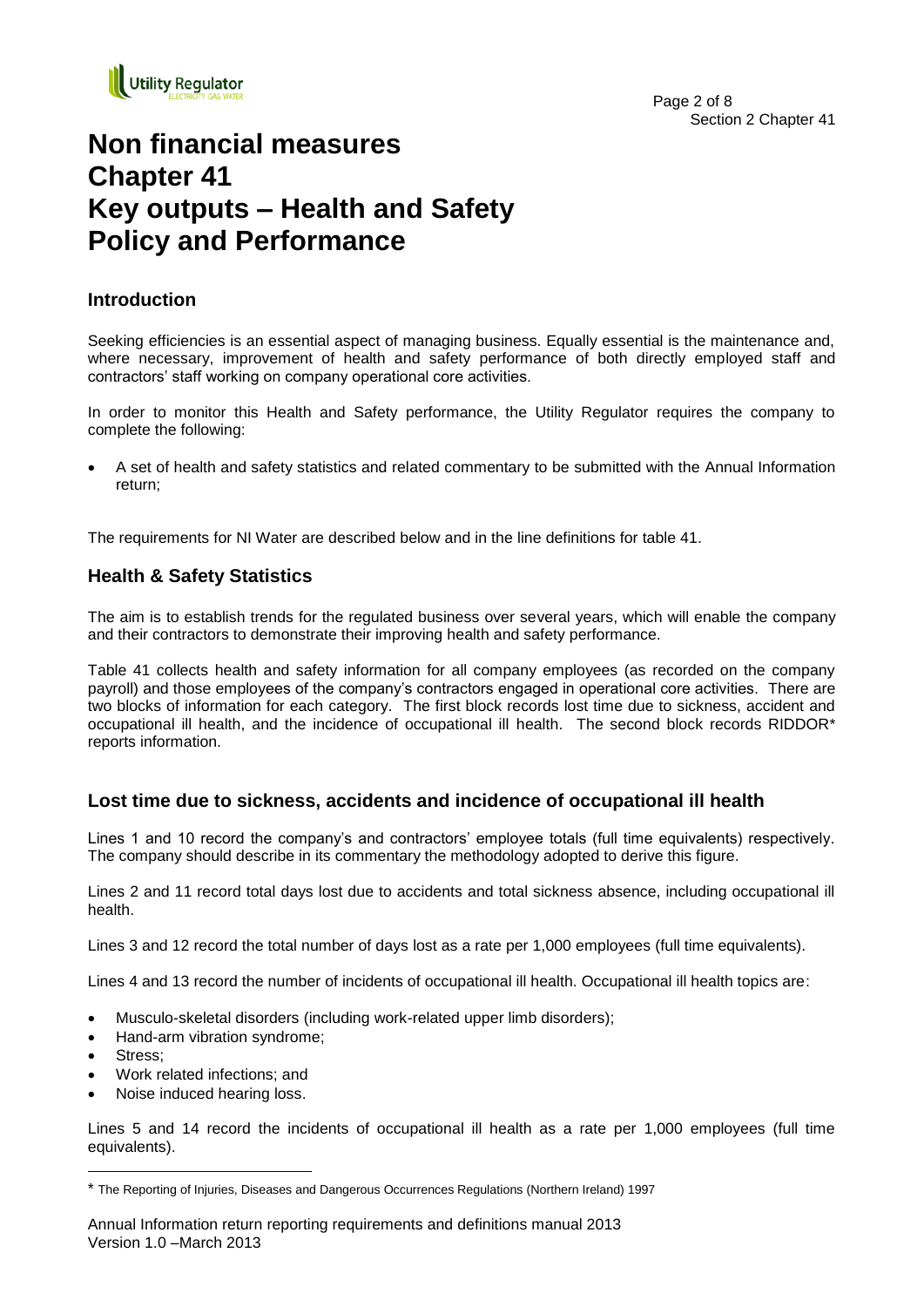# Non financial measures Chapter 41 Key outputs – Health and Safety Policy and Performance

## Introduction

Seeking efficiencies is an essential aspect of managing business. Equally essential is the maintenance and, where necessary, improvement of health and safety performance of both directly employed staff and contractors' staff working on company operational core activities.

In order to monitor this Health and Safety performance, the Utility Regulator requires the company to complete the following:

- A set of health and safety statistics and related commentary to be submitted with the Annual Information return;

The requirements for NI Water are described below and in the line definitions for table 41.

## Health & Safety Statistics

The aim is to establish trends for the regulated business over several years, which will enable the company and their contractors to demonstrate their improving health and safety performance.

Table 41 collects health and safety information for all company employees (as recorded on the company payroll) and those employees of the company's contractors engaged in operational core activities. There are two blocks of information for each category. The first block records lost time due to sickness, accident and occupational ill health, and the incidence of occupational ill health. The second block records RIDDOR* reports information.

## Lost time due to sickness, accidents and incidence of occupational ill health

Lines 1 and 10 record the company's and contractors' employee totals (full time equivalents) respectively. The company should describe in its commentary the methodology adopted to derive this figure.

Lines 2 and 11 record total days lost due to accidents and total sickness absence, including occupational ill health.

Lines 3 and 12 record the total number of days lost as a rate per 1,000 employees (full time equivalents).

Lines 4 and 13 record the number of incidents of occupational ill health. Occupational ill health topics are:

- Musculo-skeletal disorders (including work-related upper limb disorders);
- Hand-arm vibration syndrome;
- Stress;
- Work related infections; and
- Noise induced hearing loss.

Lines 5 and 14 record the incidents of occupational ill health as a rate per 1,000 employees (full time equivalents).

* The Reporting of Injuries, Diseases and Dangerous Occurrences Regulations (Northern Ireland) 1997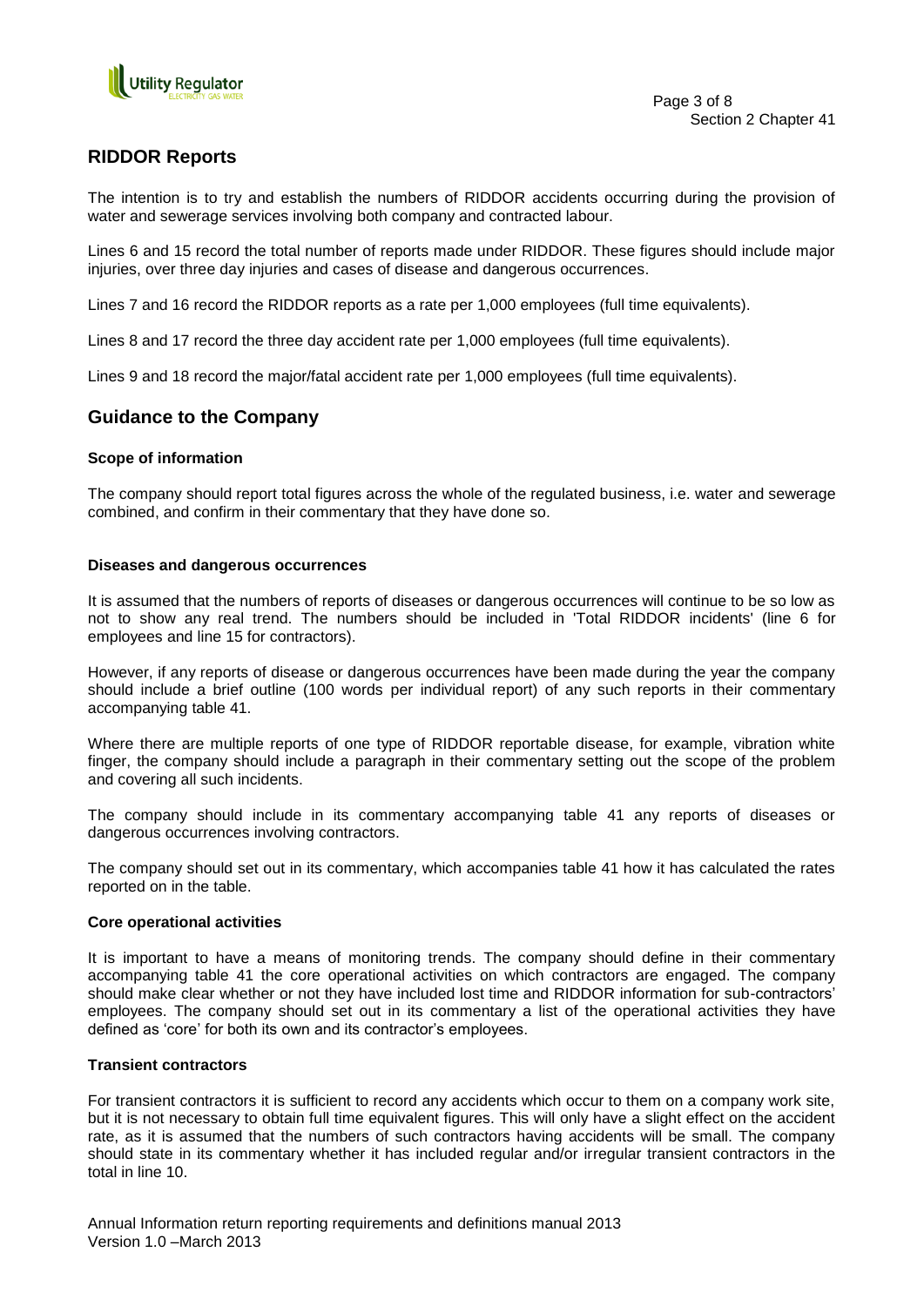## RIDDOR Reports

The intention is to try and establish the numbers of RIDDOR accidents occurring during the provision of water and sewerage services involving both company and contracted labour.

Lines 6 and 15 record the total number of reports made under RIDDOR. These figures should include major injuries, over three day injuries and cases of disease and dangerous occurrences.

Lines 7 and 16 record the RIDDOR reports as a rate per 1,000 employees (full time equivalents).

Lines 8 and 17 record the three day accident rate per 1,000 employees (full time equivalents).

Lines 9 and 18 record the major/fatal accident rate per 1,000 employees (full time equivalents).

## Guidance to the Company

#### Scope of information

The company should report total figures across the whole of the regulated business, i.e. water and sewerage combined, and confirm in their commentary that they have done so.

#### Diseases and dangerous occurrences

It is assumed that the numbers of reports of diseases or dangerous occurrences will continue to be so low as not to show any real trend. The numbers should be included in 'Total RIDDOR incidents' (line 6 for employees and line 15 for contractors).

However, if any reports of disease or dangerous occurrences have been made during the year the company should include a brief outline (100 words per individual report) of any such reports in their commentary accompanying table 41.

Where there are multiple reports of one type of RIDDOR reportable disease, for example, vibration white finger, the company should include a paragraph in their commentary setting out the scope of the problem and covering all such incidents.

The company should include in its commentary accompanying table 41 any reports of diseases or dangerous occurrences involving contractors.

The company should set out in its commentary, which accompanies table 41 how it has calculated the rates reported on in the table.

#### Core operational activities

It is important to have a means of monitoring trends. The company should define in their commentary accompanying table 41 the core operational activities on which contractors are engaged. The company should make clear whether or not they have included lost time and RIDDOR information for sub-contractors' employees. The company should set out in its commentary a list of the operational activities they have defined as 'core' for both its own and its contractor's employees.

#### Transient contractors

For transient contractors it is sufficient to record any accidents which occur to them on a company work site, but it is not necessary to obtain full time equivalent figures. This will only have a slight effect on the accident rate, as it is assumed that the numbers of such contractors having accidents will be small. The company should state in its commentary whether it has included regular and/or irregular transient contractors in the total in line 10.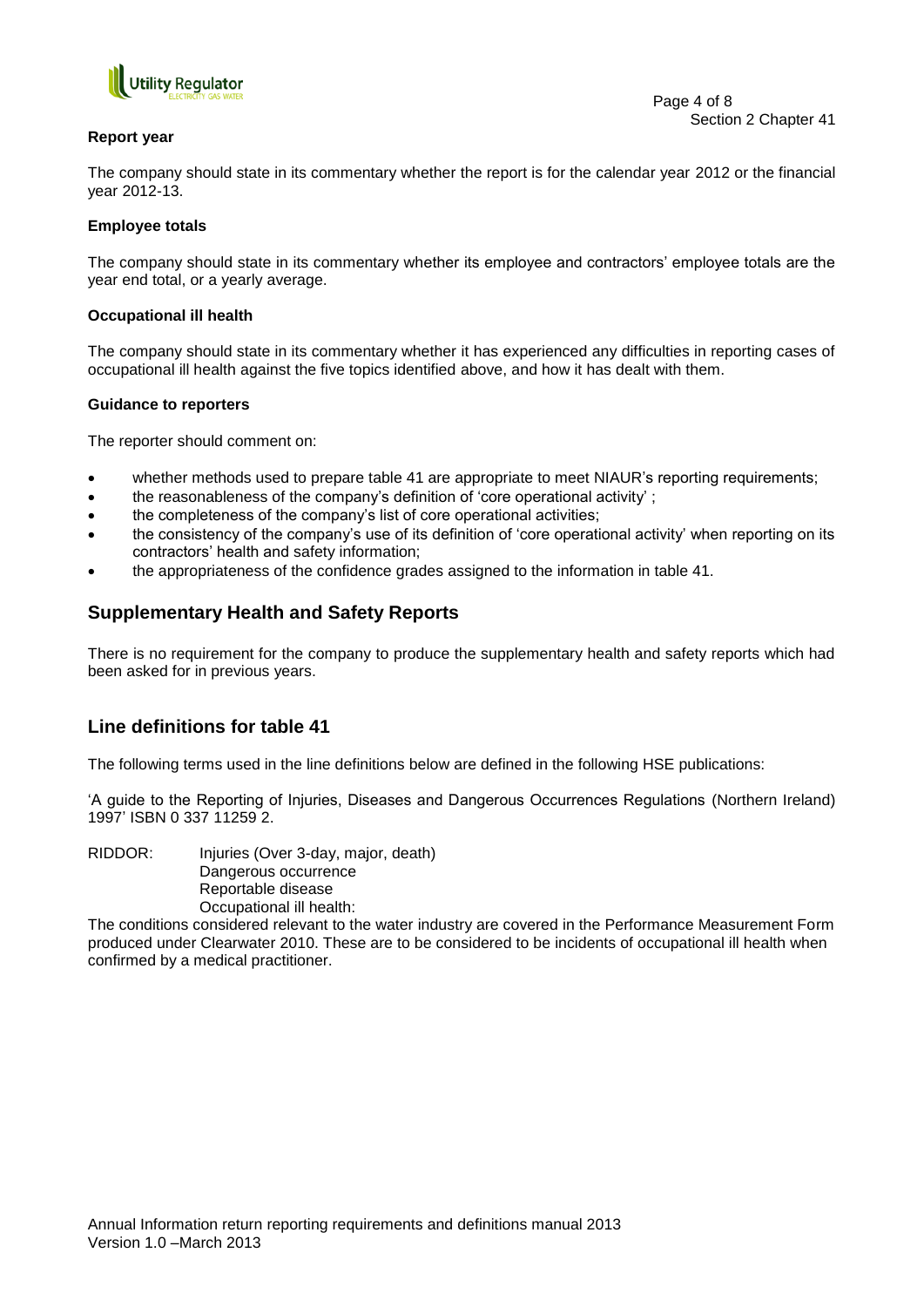**Report year**

The company should state in its commentary whether the report is for the calendar year 2012 or the financial year 2012-13.

**Employee totals**

The company should state in its commentary whether its employee and contractors' employee totals are the year end total, or a yearly average.

**Occupational ill health**

The company should state in its commentary whether it has experienced any difficulties in reporting cases of occupational ill health against the five topics identified above, and how it has dealt with them.

**Guidance to reporters**

The reporter should comment on:

- whether methods used to prepare table 41 are appropriate to meet NIAUR's reporting requirements;
- the reasonableness of the company's definition of 'core operational activity' ;
- the completeness of the company's list of core operational activities;
- the consistency of the company's use of its definition of 'core operational activity' when reporting on its contractors' health and safety information;
- the appropriateness of the confidence grades assigned to the information in table 41.

## Supplementary Health and Safety Reports

There is no requirement for the company to produce the supplementary health and safety reports which had been asked for in previous years.

## Line definitions for table 41

The following terms used in the line definitions below are defined in the following HSE publications:

'A guide to the Reporting of Injuries, Diseases and Dangerous Occurrences Regulations (Northern Ireland) 1997' ISBN 0 337 11259 2.

RIDDOR: Injuries (Over 3-day, major, death)
Dangerous occurrence
Reportable disease
Occupational ill health:

The conditions considered relevant to the water industry are covered in the Performance Measurement Form produced under Clearwater 2010. These are to be considered to be incidents of occupational ill health when confirmed by a medical practitioner.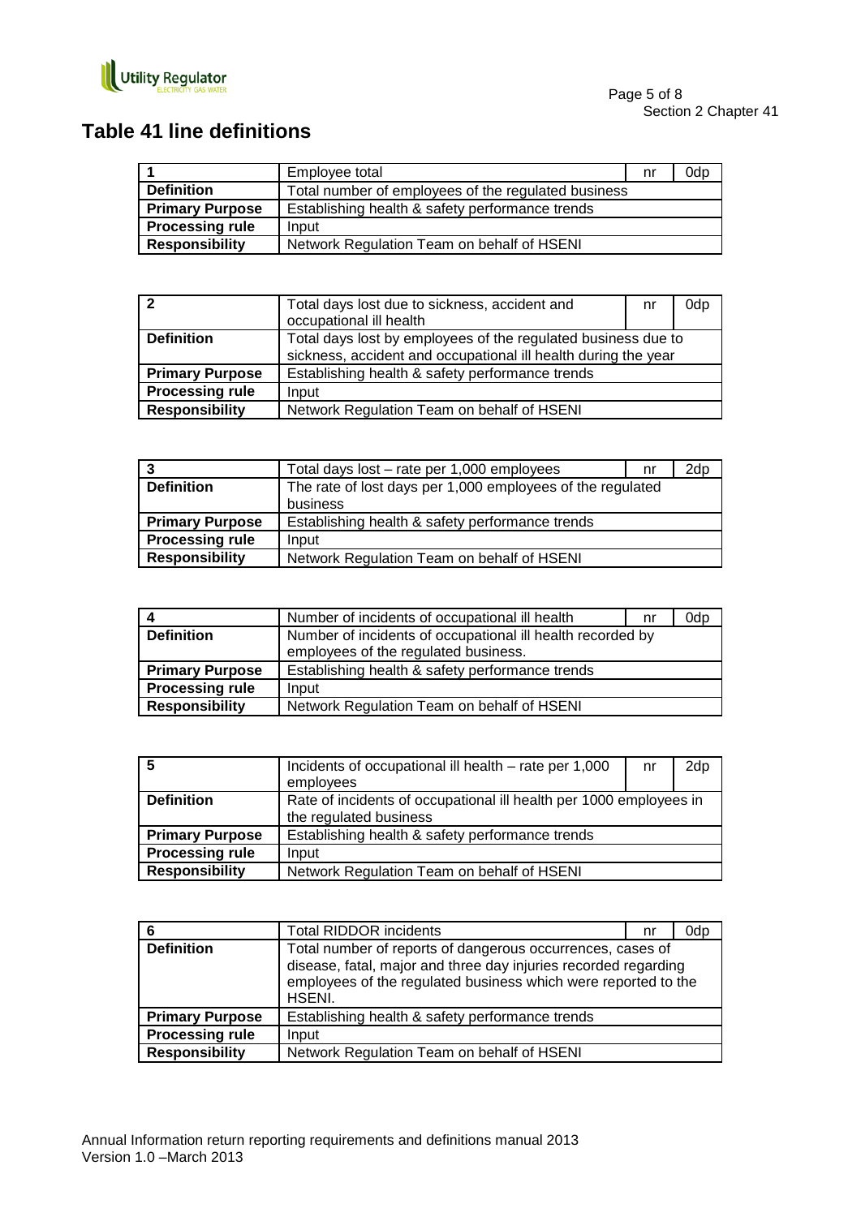## Table 41 line definitions

| 1 | Employee total | nr | 0dp |
|---|---|---|---|
| **Definition** | Total number of employees of the regulated business | | |
| **Primary Purpose** | Establishing health & safety performance trends | | |
| **Processing rule** | Input | | |
| **Responsibility** | Network Regulation Team on behalf of HSENI | | |

| 2 | Total days lost due to sickness, accident and occupational ill health | nr | 0dp |
|---|---|---|---|
| **Definition** | Total days lost by employees of the regulated business due to sickness, accident and occupational ill health during the year | | |
| **Primary Purpose** | Establishing health & safety performance trends | | |
| **Processing rule** | Input | | |
| **Responsibility** | Network Regulation Team on behalf of HSENI | | |

| 3 | Total days lost – rate per 1,000 employees | nr | 2dp |
|---|---|---|---|
| **Definition** | The rate of lost days per 1,000 employees of the regulated business | | |
| **Primary Purpose** | Establishing health & safety performance trends | | |
| **Processing rule** | Input | | |
| **Responsibility** | Network Regulation Team on behalf of HSENI | | |

| 4 | Number of incidents of occupational ill health | nr | 0dp |
|---|---|---|---|
| **Definition** | Number of incidents of occupational ill health recorded by employees of the regulated business. | | |
| **Primary Purpose** | Establishing health & safety performance trends | | |
| **Processing rule** | Input | | |
| **Responsibility** | Network Regulation Team on behalf of HSENI | | |

| 5 | Incidents of occupational ill health – rate per 1,000 employees | nr | 2dp |
|---|---|---|---|
| **Definition** | Rate of incidents of occupational ill health per 1000 employees in the regulated business | | |
| **Primary Purpose** | Establishing health & safety performance trends | | |
| **Processing rule** | Input | | |
| **Responsibility** | Network Regulation Team on behalf of HSENI | | |

| 6 | Total RIDDOR incidents | nr | 0dp |
|---|---|---|---|
| **Definition** | Total number of reports of dangerous occurrences, cases of disease, fatal, major and three day injuries recorded regarding employees of the regulated business which were reported to the HSENI. | | |
| **Primary Purpose** | Establishing health & safety performance trends | | |
| **Processing rule** | Input | | |
| **Responsibility** | Network Regulation Team on behalf of HSENI | | |

Annual Information return reporting requirements and definitions manual 2013
Version 1.0 –March 2013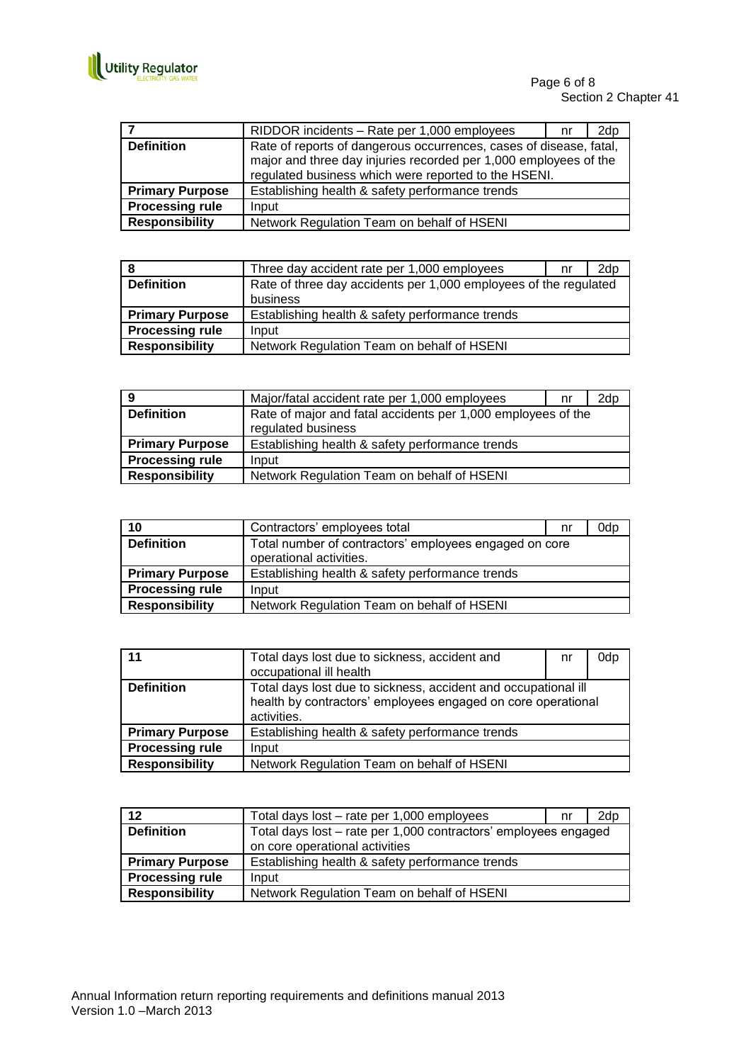| 7 | RIDDOR incidents – Rate per 1,000 employees | nr | 2dp |
|---|---|---|---|
| **Definition** | Rate of reports of dangerous occurrences, cases of disease, fatal, major and three day injuries recorded per 1,000 employees of the regulated business which were reported to the HSENI. | | |
| **Primary Purpose** | Establishing health & safety performance trends | | |
| **Processing rule** | Input | | |
| **Responsibility** | Network Regulation Team on behalf of HSENI | | |

| 8 | Three day accident rate per 1,000 employees | nr | 2dp |
|---|---|---|---|
| **Definition** | Rate of three day accidents per 1,000 employees of the regulated business | | |
| **Primary Purpose** | Establishing health & safety performance trends | | |
| **Processing rule** | Input | | |
| **Responsibility** | Network Regulation Team on behalf of HSENI | | |

| 9 | Major/fatal accident rate per 1,000 employees | nr | 2dp |
|---|---|---|---|
| **Definition** | Rate of major and fatal accidents per 1,000 employees of the regulated business | | |
| **Primary Purpose** | Establishing health & safety performance trends | | |
| **Processing rule** | Input | | |
| **Responsibility** | Network Regulation Team on behalf of HSENI | | |

| 10 | Contractors' employees total | nr | 0dp |
|---|---|---|---|
| **Definition** | Total number of contractors' employees engaged on core operational activities. | | |
| **Primary Purpose** | Establishing health & safety performance trends | | |
| **Processing rule** | Input | | |
| **Responsibility** | Network Regulation Team on behalf of HSENI | | |

| 11 | Total days lost due to sickness, accident and occupational ill health | nr | 0dp |
|---|---|---|---|
| **Definition** | Total days lost due to sickness, accident and occupational ill health by contractors' employees engaged on core operational activities. | | |
| **Primary Purpose** | Establishing health & safety performance trends | | |
| **Processing rule** | Input | | |
| **Responsibility** | Network Regulation Team on behalf of HSENI | | |

| 12 | Total days lost – rate per 1,000 employees | nr | 2dp |
|---|---|---|---|
| **Definition** | Total days lost – rate per 1,000 contractors' employees engaged on core operational activities | | |
| **Primary Purpose** | Establishing health & safety performance trends | | |
| **Processing rule** | Input | | |
| **Responsibility** | Network Regulation Team on behalf of HSENI | | |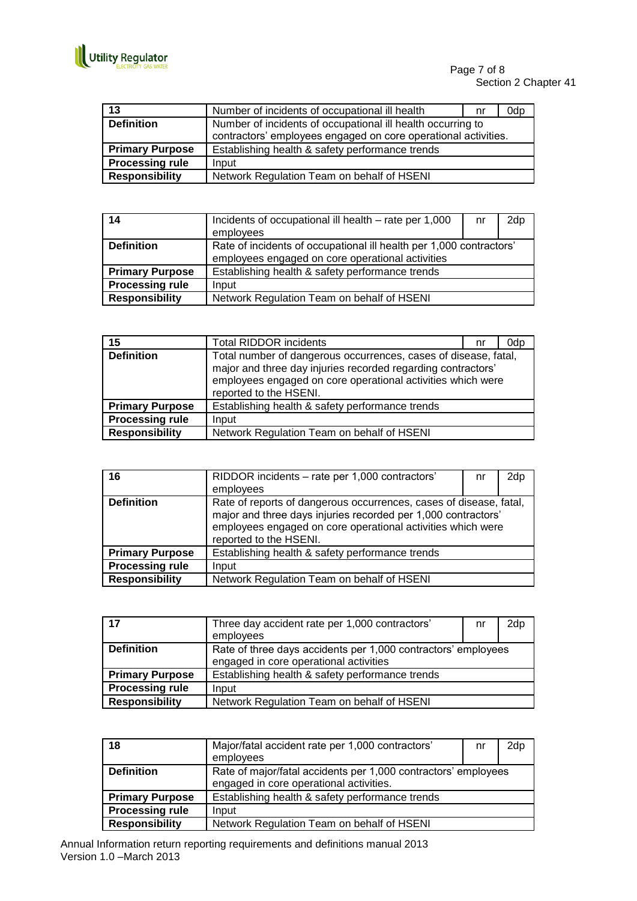| 13 | Number of incidents of occupational ill health | nr | 0dp |
|---|---|---|---|
| **Definition** | Number of incidents of occupational ill health occurring to contractors' employees engaged on core operational activities. | | |
| **Primary Purpose** | Establishing health & safety performance trends | | |
| **Processing rule** | Input | | |
| **Responsibility** | Network Regulation Team on behalf of HSENI | | |

| 14 | Incidents of occupational ill health – rate per 1,000 employees | nr | 2dp |
|---|---|---|---|
| **Definition** | Rate of incidents of occupational ill health per 1,000 contractors' employees engaged on core operational activities | | |
| **Primary Purpose** | Establishing health & safety performance trends | | |
| **Processing rule** | Input | | |
| **Responsibility** | Network Regulation Team on behalf of HSENI | | |

| 15 | Total RIDDOR incidents | nr | 0dp |
|---|---|---|---|
| **Definition** | Total number of dangerous occurrences, cases of disease, fatal, major and three day injuries recorded regarding contractors' employees engaged on core operational activities which were reported to the HSENI. | | |
| **Primary Purpose** | Establishing health & safety performance trends | | |
| **Processing rule** | Input | | |
| **Responsibility** | Network Regulation Team on behalf of HSENI | | |

| 16 | RIDDOR incidents – rate per 1,000 contractors' employees | nr | 2dp |
|---|---|---|---|
| **Definition** | Rate of reports of dangerous occurrences, cases of disease, fatal, major and three days injuries recorded per 1,000 contractors' employees engaged on core operational activities which were reported to the HSENI. | | |
| **Primary Purpose** | Establishing health & safety performance trends | | |
| **Processing rule** | Input | | |
| **Responsibility** | Network Regulation Team on behalf of HSENI | | |

| 17 | Three day accident rate per 1,000 contractors' employees | nr | 2dp |
|---|---|---|---|
| **Definition** | Rate of three days accidents per 1,000 contractors' employees engaged in core operational activities | | |
| **Primary Purpose** | Establishing health & safety performance trends | | |
| **Processing rule** | Input | | |
| **Responsibility** | Network Regulation Team on behalf of HSENI | | |

| 18 | Major/fatal accident rate per 1,000 contractors' employees | nr | 2dp |
|---|---|---|---|
| **Definition** | Rate of major/fatal accidents per 1,000 contractors' employees engaged in core operational activities. | | |
| **Primary Purpose** | Establishing health & safety performance trends | | |
| **Processing rule** | Input | | |
| **Responsibility** | Network Regulation Team on behalf of HSENI | | |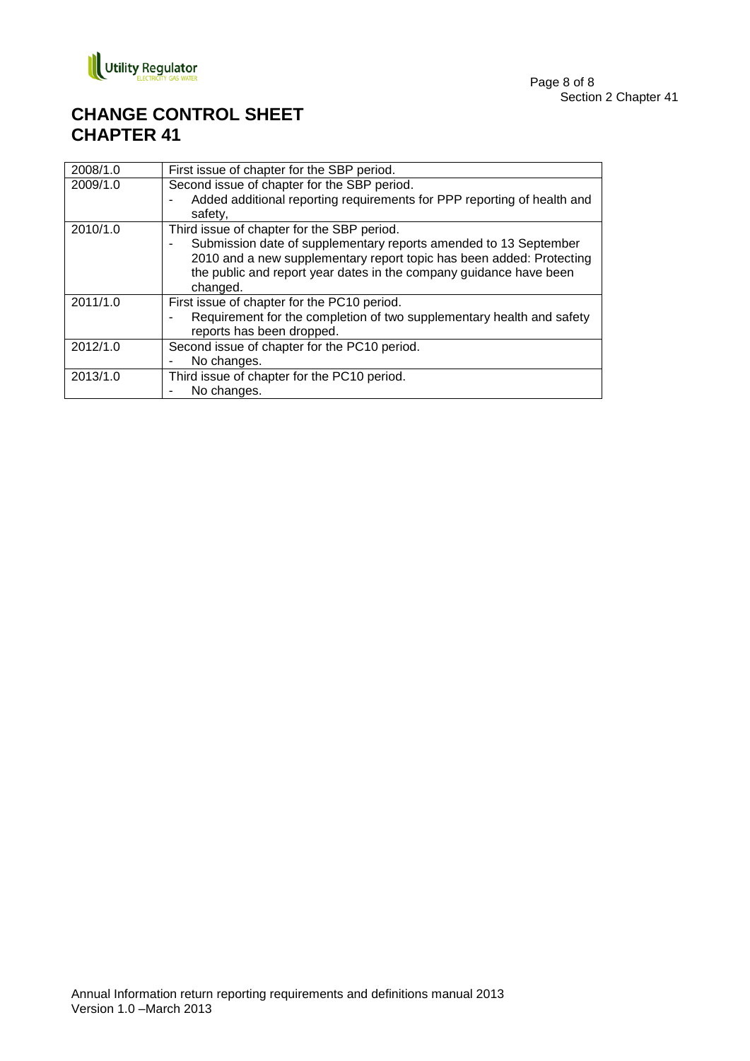# CHANGE CONTROL SHEET
# CHAPTER 41

| | |
|---|---|
| 2008/1.0 | First issue of chapter for the SBP period. |
| 2009/1.0 | Second issue of chapter for the SBP period.<br>- Added additional reporting requirements for PPP reporting of health and safety, |
| 2010/1.0 | Third issue of chapter for the SBP period.<br>- Submission date of supplementary reports amended to 13 September 2010 and a new supplementary report topic has been added: Protecting the public and report year dates in the company guidance have been changed. |
| 2011/1.0 | First issue of chapter for the PC10 period.<br>- Requirement for the completion of two supplementary health and safety reports has been dropped. |
| 2012/1.0 | Second issue of chapter for the PC10 period.<br>- No changes. |
| 2013/1.0 | Third issue of chapter for the PC10 period.<br>- No changes. |

Annual Information return reporting requirements and definitions manual 2013
Version 1.0 –March 2013